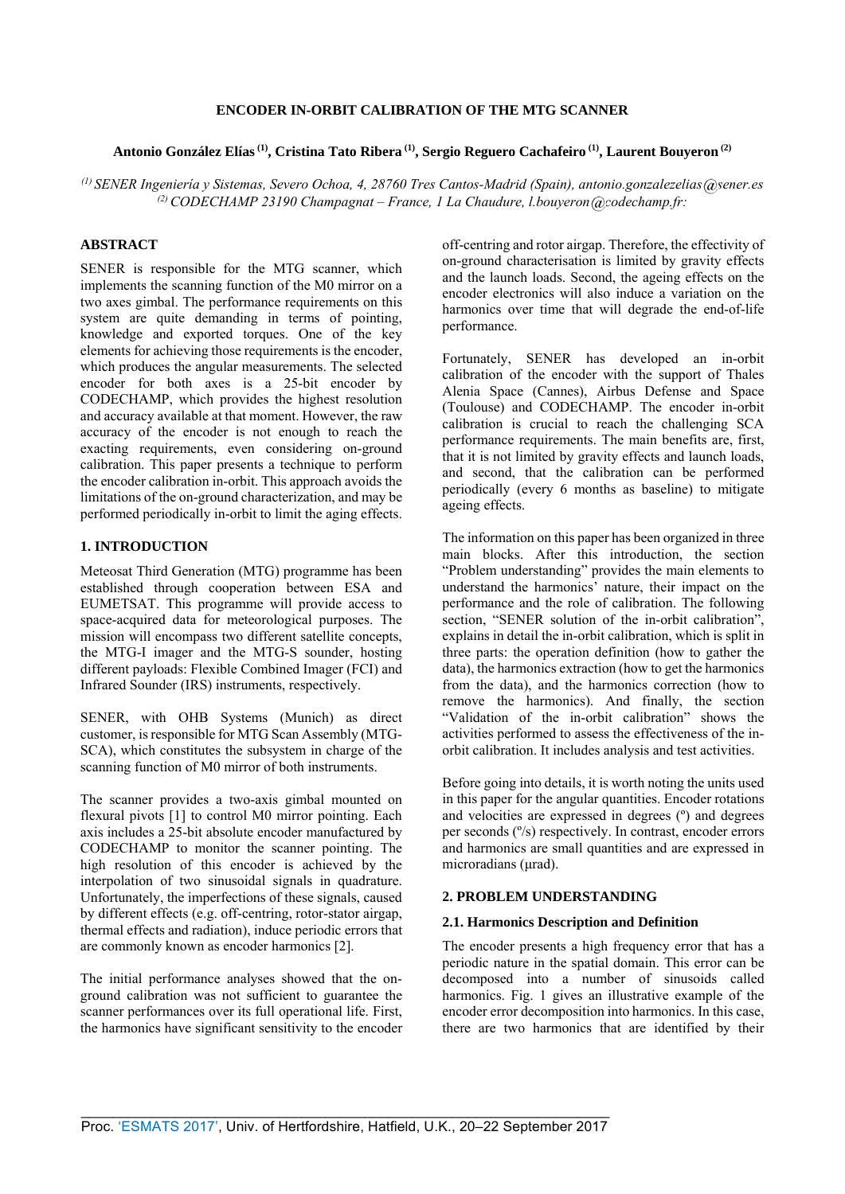# ENCODER IN-ORBIT CALIBRATION OF THE MTG SCANNER

**Antonio González Elías [(1)], Cristina Tato Ribera [(1)], Sergio Reguero Cachafeiro [(1)], Laurent Bouyeron [(2)]**

*[(1)] SENER Ingeniería y Sistemas, Severo Ochoa, 4, 28760 Tres Cantos-Madrid (Spain), antonio.gonzalezelias@sener.es*
*[(2)] CODECHAMP 23190 Champagnat – France, 1 La Chaudure, l.bouyeron@codechamp.fr:*

## ABSTRACT

SENER is responsible for the MTG scanner, which implements the scanning function of the M0 mirror on a two axes gimbal. The performance requirements on this system are quite demanding in terms of pointing, knowledge and exported torques. One of the key elements for achieving those requirements is the encoder, which produces the angular measurements. The selected encoder for both axes is a 25-bit encoder by CODECHAMP, which provides the highest resolution and accuracy available at that moment. However, the raw accuracy of the encoder is not enough to reach the exacting requirements, even considering on-ground calibration. This paper presents a technique to perform the encoder calibration in-orbit. This approach avoids the limitations of the on-ground characterization, and may be performed periodically in-orbit to limit the aging effects.

## 1. INTRODUCTION

Meteosat Third Generation (MTG) programme has been established through cooperation between ESA and EUMETSAT. This programme will provide access to space-acquired data for meteorological purposes. The mission will encompass two different satellite concepts, the MTG-I imager and the MTG-S sounder, hosting different payloads: Flexible Combined Imager (FCI) and Infrared Sounder (IRS) instruments, respectively.

SENER, with OHB Systems (Munich) as direct customer, is responsible for MTG Scan Assembly (MTG-SCA), which constitutes the subsystem in charge of the scanning function of M0 mirror of both instruments.

The scanner provides a two-axis gimbal mounted on flexural pivots [1] to control M0 mirror pointing. Each axis includes a 25-bit absolute encoder manufactured by CODECHAMP to monitor the scanner pointing. The high resolution of this encoder is achieved by the interpolation of two sinusoidal signals in quadrature. Unfortunately, the imperfections of these signals, caused by different effects (e.g. off-centring, rotor-stator airgap, thermal effects and radiation), induce periodic errors that are commonly known as encoder harmonics [2].

The initial performance analyses showed that the on-ground calibration was not sufficient to guarantee the scanner performances over its full operational life. First, the harmonics have significant sensitivity to the encoder off-centring and rotor airgap. Therefore, the effectivity of on-ground characterisation is limited by gravity effects and the launch loads. Second, the ageing effects on the encoder electronics will also induce a variation on the harmonics over time that will degrade the end-of-life performance.

Fortunately, SENER has developed an in-orbit calibration of the encoder with the support of Thales Alenia Space (Cannes), Airbus Defense and Space (Toulouse) and CODECHAMP. The encoder in-orbit calibration is crucial to reach the challenging SCA performance requirements. The main benefits are, first, that it is not limited by gravity effects and launch loads, and second, that the calibration can be performed periodically (every 6 months as baseline) to mitigate ageing effects.

The information on this paper has been organized in three main blocks. After this introduction, the section "Problem understanding" provides the main elements to understand the harmonics' nature, their impact on the performance and the role of calibration. The following section, "SENER solution of the in-orbit calibration", explains in detail the in-orbit calibration, which is split in three parts: the operation definition (how to gather the data), the harmonics extraction (how to get the harmonics from the data), and the harmonics correction (how to remove the harmonics). And finally, the section "Validation of the in-orbit calibration" shows the activities performed to assess the effectiveness of the in-orbit calibration. It includes analysis and test activities.

Before going into details, it is worth noting the units used in this paper for the angular quantities. Encoder rotations and velocities are expressed in degrees (º) and degrees per seconds (º/s) respectively. In contrast, encoder errors and harmonics are small quantities and are expressed in microradians (µrad).

## 2. PROBLEM UNDERSTANDING

### 2.1. Harmonics Description and Definition

The encoder presents a high frequency error that has a periodic nature in the spatial domain. This error can be decomposed into a number of sinusoids called harmonics. Fig. 1 gives an illustrative example of the encoder error decomposition into harmonics. In this case, there are two harmonics that are identified by their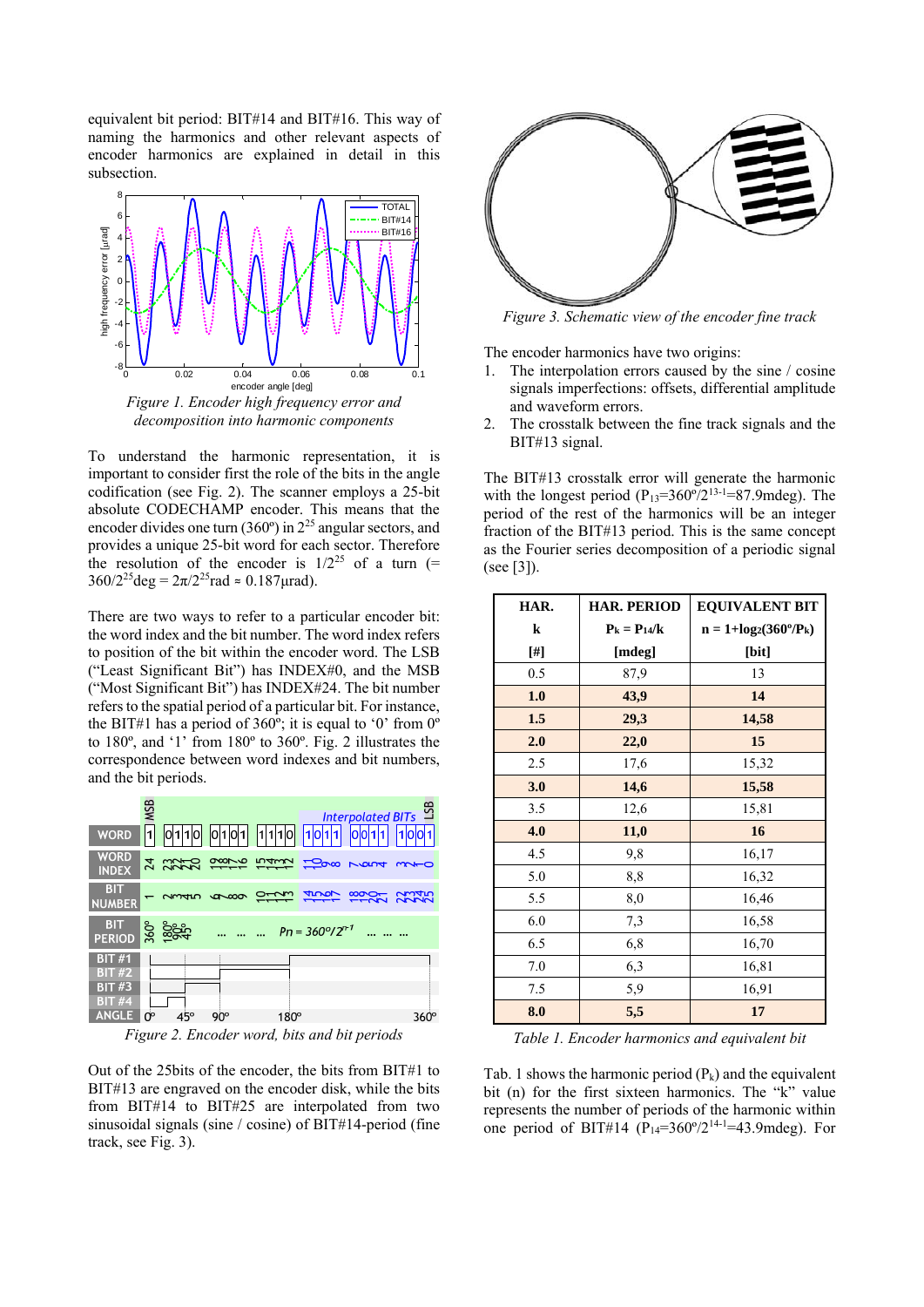equivalent bit period: BIT#14 and BIT#16. This way of naming the harmonics and other relevant aspects of encoder harmonics are explained in detail in this subsection.

Figure 1. Encoder high frequency error and decomposition into harmonic components

To understand the harmonic representation, it is important to consider first the role of the bits in the angle codification (see Fig. 2). The scanner employs a 25-bit absolute CODECHAMP encoder. This means that the encoder divides one turn (360º) in $2^{25}$ angular sectors, and provides a unique 25-bit word for each sector. Therefore the resolution of the encoder is $1/2^{25}$ of a turn ($= 360/2^{25}$deg $= 2\pi/2^{25}$rad $\approx 0.187$µrad).

There are two ways to refer to a particular encoder bit: the word index and the bit number. The word index refers to position of the bit within the encoder word. The LSB ("Least Significant Bit") has INDEX#0, and the MSB ("Most Significant Bit") has INDEX#24. The bit number refers to the spatial period of a particular bit. For instance, the BIT#1 has a period of 360º; it is equal to '0' from 0º to 180º, and '1' from 180º to 360º. Fig. 2 illustrates the correspondence between word indexes and bit numbers, and the bit periods.

Figure 2. Encoder word, bits and bit periods

Out of the 25bits of the encoder, the bits from BIT#1 to BIT#13 are engraved on the encoder disk, while the bits from BIT#14 to BIT#25 are interpolated from two sinusoidal signals (sine / cosine) of BIT#14-period (fine track, see Fig. 3).

Figure 3. Schematic view of the encoder fine track

The encoder harmonics have two origins:

1. The interpolation errors caused by the sine / cosine signals imperfections: offsets, differential amplitude and waveform errors.
2. The crosstalk between the fine track signals and the BIT#13 signal.

The BIT#13 crosstalk error will generate the harmonic with the longest period ($P_{13}=360º/2^{13-1}$=87.9mdeg). The period of the rest of the harmonics will be an integer fraction of the BIT#13 period. This is the same concept as the Fourier series decomposition of a periodic signal (see [3]).

| HAR. k [#] | HAR. PERIOD $P_k = P_{14}/k$ [mdeg] | EQUIVALENT BIT $n = 1+\log_2(360º/P_k)$ [bit] |
|---|---|---|
| 0.5 | 87,9 | 13 |
| **1.0** | **43,9** | **14** |
| **1.5** | **29,3** | **14,58** |
| **2.0** | **22,0** | **15** |
| 2.5 | 17,6 | 15,32 |
| **3.0** | **14,6** | **15,58** |
| 3.5 | 12,6 | 15,81 |
| **4.0** | **11,0** | **16** |
| 4.5 | 9,8 | 16,17 |
| 5.0 | 8,8 | 16,32 |
| 5.5 | 8,0 | 16,46 |
| 6.0 | 7,3 | 16,58 |
| 6.5 | 6,8 | 16,70 |
| 7.0 | 6,3 | 16,81 |
| 7.5 | 5,9 | 16,91 |
| **8.0** | **5,5** | **17** |

Table 1. Encoder harmonics and equivalent bit

Tab. 1 shows the harmonic period ($P_k$) and the equivalent bit (n) for the first sixteen harmonics. The "k" value represents the number of periods of the harmonic within one period of BIT#14 ($P_{14}=360º/2^{14-1}$=43.9mdeg). For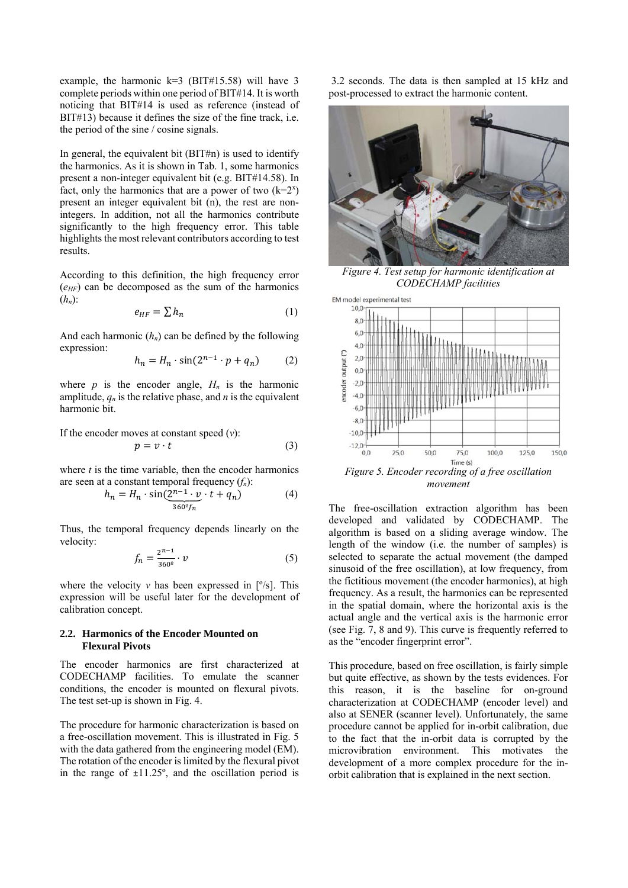example, the harmonic k=3 (BIT#15.58) will have 3 complete periods within one period of BIT#14. It is worth noticing that BIT#14 is used as reference (instead of BIT#13) because it defines the size of the fine track, i.e. the period of the sine / cosine signals.

In general, the equivalent bit (BIT#n) is used to identify the harmonics. As it is shown in Tab. 1, some harmonics present a non-integer equivalent bit (e.g. BIT#14.58). In fact, only the harmonics that are a power of two ($k=2^x$) present an integer equivalent bit (n), the rest are non-integers. In addition, not all the harmonics contribute significantly to the high frequency error. This table highlights the most relevant contributors according to test results.

According to this definition, the high frequency error ($e_{HF}$) can be decomposed as the sum of the harmonics ($h_n$):

$$e_{HF} = \sum h_n \tag{1}$$

And each harmonic ($h_n$) can be defined by the following expression:

$$h_n = H_n \cdot \sin(2^{n-1} \cdot p + q_n) \tag{2}$$

where $p$ is the encoder angle, $H_n$ is the harmonic amplitude, $q_n$ is the relative phase, and $n$ is the equivalent harmonic bit.

If the encoder moves at constant speed ($v$):

$$p = v \cdot t \tag{3}$$

where $t$ is the time variable, then the encoder harmonics are seen at a constant temporal frequency ($f_n$):

$$h_n = H_n \cdot \sin(\underbrace{2^{n-1} \cdot v}_{360^{\circ} f_n} \cdot t + q_n) \tag{4}$$

Thus, the temporal frequency depends linearly on the velocity:

$$f_n = \frac{2^{n-1}}{360^{\circ}} \cdot v \tag{5}$$

where the velocity $v$ has been expressed in [º/s]. This expression will be useful later for the development of calibration concept.

### 2.2. Harmonics of the Encoder Mounted on Flexural Pivots

The encoder harmonics are first characterized at CODECHAMP facilities. To emulate the scanner conditions, the encoder is mounted on flexural pivots. The test set-up is shown in Fig. 4.

The procedure for harmonic characterization is based on a free-oscillation movement. This is illustrated in Fig. 5 with the data gathered from the engineering model (EM). The rotation of the encoder is limited by the flexural pivot in the range of ±11.25º, and the oscillation period is 3.2 seconds. The data is then sampled at 15 kHz and post-processed to extract the harmonic content.

*Figure 4. Test setup for harmonic identification at CODECHAMP facilities*

*Figure 5. Encoder recording of a free oscillation movement*

The free-oscillation extraction algorithm has been developed and validated by CODECHAMP. The algorithm is based on a sliding average window. The length of the window (i.e. the number of samples) is selected to separate the actual movement (the damped sinusoid of the free oscillation), at low frequency, from the fictitious movement (the encoder harmonics), at high frequency. As a result, the harmonics can be represented in the spatial domain, where the horizontal axis is the actual angle and the vertical axis is the harmonic error (see Fig. 7, 8 and 9). This curve is frequently referred to as the "encoder fingerprint error".

This procedure, based on free oscillation, is fairly simple but quite effective, as shown by the tests evidences. For this reason, it is the baseline for on-ground characterization at CODECHAMP (encoder level) and also at SENER (scanner level). Unfortunately, the same procedure cannot be applied for in-orbit calibration, due to the fact that the in-orbit data is corrupted by the microvibration environment. This motivates the development of a more complex procedure for the in-orbit calibration that is explained in the next section.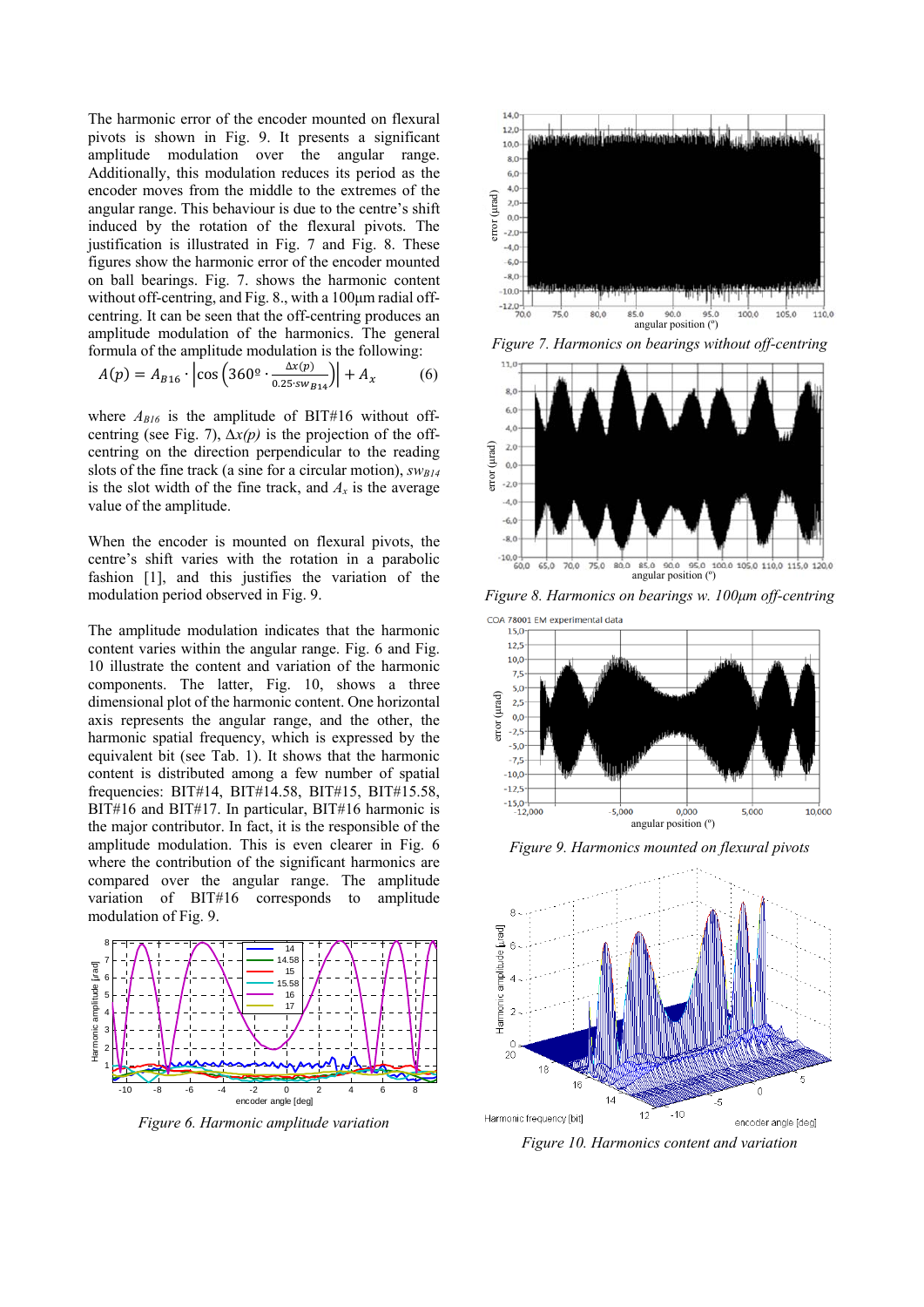The harmonic error of the encoder mounted on flexural pivots is shown in Fig. 9. It presents a significant amplitude modulation over the angular range. Additionally, this modulation reduces its period as the encoder moves from the middle to the extremes of the angular range. This behaviour is due to the centre's shift induced by the rotation of the flexural pivots. The justification is illustrated in Fig. 7 and Fig. 8. These figures show the harmonic error of the encoder mounted on ball bearings. Fig. 7. shows the harmonic content without off-centring, and Fig. 8., with a 100μm radial off-centring. It can be seen that the off-centring produces an amplitude modulation of the harmonics. The general formula of the amplitude modulation is the following:

$$A(p) = A_{B16} \cdot \left| \cos\left(360^{\circ} \cdot \frac{\Delta x(p)}{0.25 \cdot sw_{B14}}\right) \right| + A_x \qquad (6)$$

where $A_{B16}$ is the amplitude of BIT#16 without off-centring (see Fig. 7), $\Delta x(p)$ is the projection of the off-centring on the direction perpendicular to the reading slots of the fine track (a sine for a circular motion), $sw_{B14}$ is the slot width of the fine track, and $A_x$ is the average value of the amplitude.

When the encoder is mounted on flexural pivots, the centre's shift varies with the rotation in a parabolic fashion [1], and this justifies the variation of the modulation period observed in Fig. 9.

The amplitude modulation indicates that the harmonic content varies within the angular range. Fig. 6 and Fig. 10 illustrate the content and variation of the harmonic components. The latter, Fig. 10, shows a three dimensional plot of the harmonic content. One horizontal axis represents the angular range, and the other, the harmonic spatial frequency, which is expressed by the equivalent bit (see Tab. 1). It shows that the harmonic content is distributed among a few number of spatial frequencies: BIT#14, BIT#14.58, BIT#15, BIT#15.58, BIT#16 and BIT#17. In particular, BIT#16 harmonic is the major contributor. In fact, it is the responsible of the amplitude modulation. This is even clearer in Fig. 6 where the contribution of the significant harmonics are compared over the angular range. The amplitude variation of BIT#16 corresponds to amplitude modulation of Fig. 9.

*Figure 6. Harmonic amplitude variation*

*Figure 7. Harmonics on bearings without off-centring*

*Figure 8. Harmonics on bearings w. 100μm off-centring*

*Figure 9. Harmonics mounted on flexural pivots*

*Figure 10. Harmonics content and variation*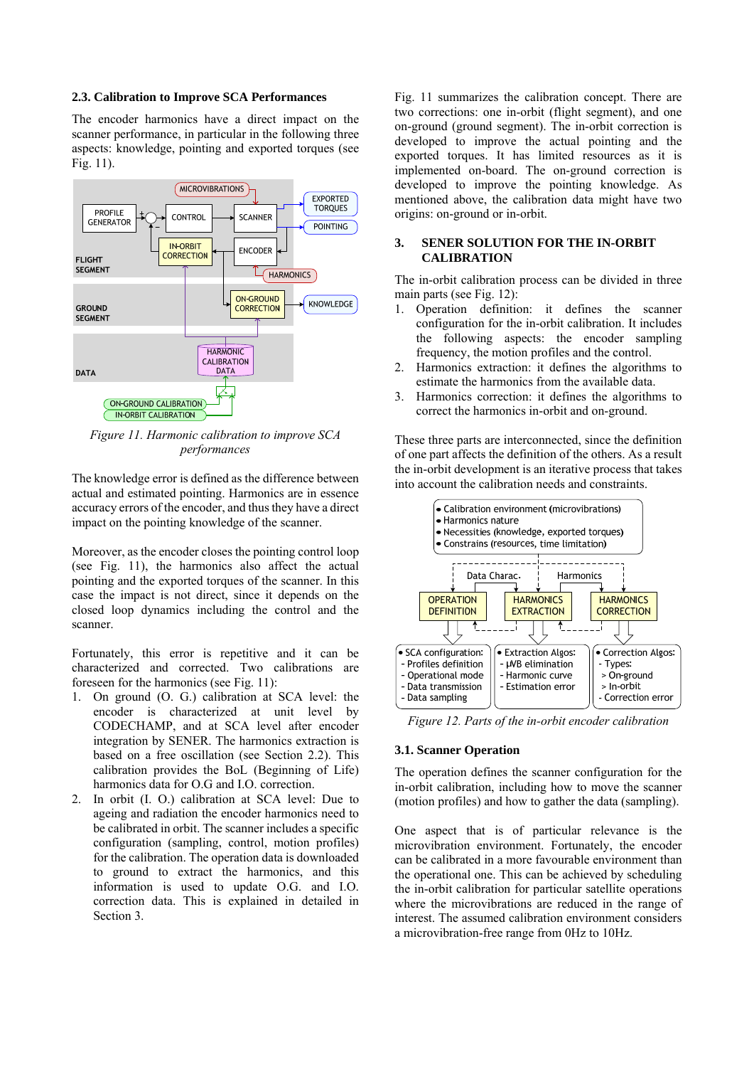### 2.3. Calibration to Improve SCA Performances

The encoder harmonics have a direct impact on the scanner performance, in particular in the following three aspects: knowledge, pointing and exported torques (see Fig. 11).

*Figure 11. Harmonic calibration to improve SCA performances*

The knowledge error is defined as the difference between actual and estimated pointing. Harmonics are in essence accuracy errors of the encoder, and thus they have a direct impact on the pointing knowledge of the scanner.

Moreover, as the encoder closes the pointing control loop (see Fig. 11), the harmonics also affect the actual pointing and the exported torques of the scanner. In this case the impact is not direct, since it depends on the closed loop dynamics including the control and the scanner.

Fortunately, this error is repetitive and it can be characterized and corrected. Two calibrations are foreseen for the harmonics (see Fig. 11):

1. On ground (O. G.) calibration at SCA level: the encoder is characterized at unit level by CODECHAMP, and at SCA level after encoder integration by SENER. The harmonics extraction is based on a free oscillation (see Section 2.2). This calibration provides the BoL (Beginning of Life) harmonics data for O.G and I.O. correction.
2. In orbit (I. O.) calibration at SCA level: Due to ageing and radiation the encoder harmonics need to be calibrated in orbit. The scanner includes a specific configuration (sampling, control, motion profiles) for the calibration. The operation data is downloaded to ground to extract the harmonics, and this information is used to update O.G. and I.O. correction data. This is explained in detailed in Section 3.

Fig. 11 summarizes the calibration concept. There are two corrections: one in-orbit (flight segment), and one on-ground (ground segment). The in-orbit correction is developed to improve the actual pointing and the exported torques. It has limited resources as it is implemented on-board. The on-ground correction is developed to improve the pointing knowledge. As mentioned above, the calibration data might have two origins: on-ground or in-orbit.

## 3. SENER SOLUTION FOR THE IN-ORBIT CALIBRATION

The in-orbit calibration process can be divided in three main parts (see Fig. 12):

1. Operation definition: it defines the scanner configuration for the in-orbit calibration. It includes the following aspects: the encoder sampling frequency, the motion profiles and the control.
2. Harmonics extraction: it defines the algorithms to estimate the harmonics from the available data.
3. Harmonics correction: it defines the algorithms to correct the harmonics in-orbit and on-ground.

These three parts are interconnected, since the definition of one part affects the definition of the others. As a result the in-orbit development is an iterative process that takes into account the calibration needs and constraints.

*Figure 12. Parts of the in-orbit encoder calibration*

### 3.1. Scanner Operation

The operation defines the scanner configuration for the in-orbit calibration, including how to move the scanner (motion profiles) and how to gather the data (sampling).

One aspect that is of particular relevance is the microvibration environment. Fortunately, the encoder can be calibrated in a more favourable environment than the operational one. This can be achieved by scheduling the in-orbit calibration for particular satellite operations where the microvibrations are reduced in the range of interest. The assumed calibration environment considers a microvibration-free range from 0Hz to 10Hz.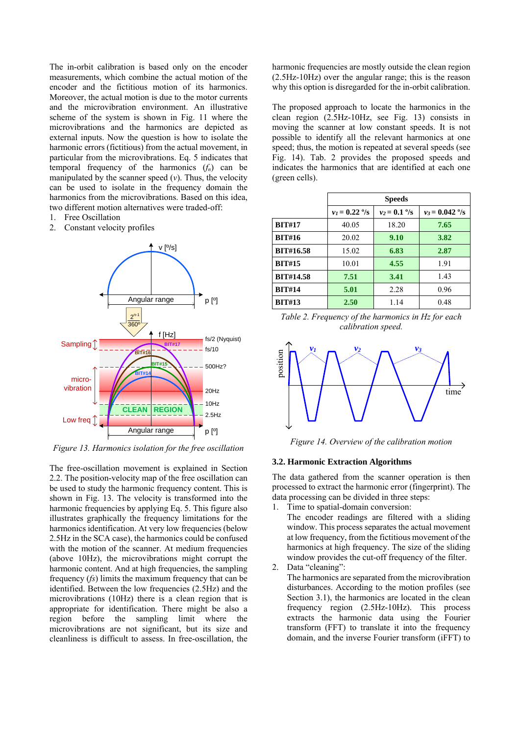The in-orbit calibration is based only on the encoder measurements, which combine the actual motion of the encoder and the fictitious motion of its harmonics. Moreover, the actual motion is due to the motor currents and the microvibration environment. An illustrative scheme of the system is shown in Fig. 11 where the microvibrations and the harmonics are depicted as external inputs. Now the question is how to isolate the harmonic errors (fictitious) from the actual movement, in particular from the microvibrations. Eq. 5 indicates that temporal frequency of the harmonics ($f_n$) can be manipulated by the scanner speed ($v$). Thus, the velocity can be used to isolate in the frequency domain the harmonics from the microvibrations. Based on this idea, two different motion alternatives were traded-off:

1. Free Oscillation
2. Constant velocity profiles

*Figure 13. Harmonics isolation for the free oscillation*

The free-oscillation movement is explained in Section 2.2. The position-velocity map of the free oscillation can be used to study the harmonic frequency content. This is shown in Fig. 13. The velocity is transformed into the harmonic frequencies by applying Eq. 5. This figure also illustrates graphically the frequency limitations for the harmonics identification. At very low frequencies (below 2.5Hz in the SCA case), the harmonics could be confused with the motion of the scanner. At medium frequencies (above 10Hz), the microvibrations might corrupt the harmonic content. And at high frequencies, the sampling frequency ($fs$) limits the maximum frequency that can be identified. Between the low frequencies (2.5Hz) and the microvibrations (10Hz) there is a clean region that is appropriate for identification. There might be also a region before the sampling limit where the microvibrations are not significant, but its size and cleanliness is difficult to assess. In free-oscillation, the harmonic frequencies are mostly outside the clean region (2.5Hz-10Hz) over the angular range; this is the reason why this option is disregarded for the in-orbit calibration.

The proposed approach to locate the harmonics in the clean region (2.5Hz-10Hz, see Fig. 13) consists in moving the scanner at low constant speeds. It is not possible to identify all the relevant harmonics at one speed; thus, the motion is repeated at several speeds (see Fig. 14). Tab. 2 provides the proposed speeds and indicates the harmonics that are identified at each one (green cells).

| | Speeds | | |
|---|---|---|---|
| | $v_1 = 0.22$ °/s | $v_2 = 0.1$ °/s | $v_3 = 0.042$ °/s |
| **BIT#17** | 40.05 | 18.20 | **7.65** |
| **BIT#16** | 20.02 | **9.10** | **3.82** |
| **BIT#16.58** | 15.02 | **6.83** | **2.87** |
| **BIT#15** | 10.01 | **4.55** | 1.91 |
| **BIT#14.58** | **7.51** | **3.41** | 1.43 |
| **BIT#14** | **5.01** | 2.28 | 0.96 |
| **BIT#13** | **2.50** | 1.14 | 0.48 |

*Table 2. Frequency of the harmonics in Hz for each calibration speed.*

*Figure 14. Overview of the calibration motion*

### 3.2. Harmonic Extraction Algorithms

The data gathered from the scanner operation is then processed to extract the harmonic error (fingerprint). The data processing can be divided in three steps:

1. Time to spatial-domain conversion:
   The encoder readings are filtered with a sliding window. This process separates the actual movement at low frequency, from the fictitious movement of the harmonics at high frequency. The size of the sliding window provides the cut-off frequency of the filter.
2. Data "cleaning":
   The harmonics are separated from the microvibration disturbances. According to the motion profiles (see Section 3.1), the harmonics are located in the clean frequency region (2.5Hz-10Hz). This process extracts the harmonic data using the Fourier transform (FFT) to translate it into the frequency domain, and the inverse Fourier transform (iFFT) to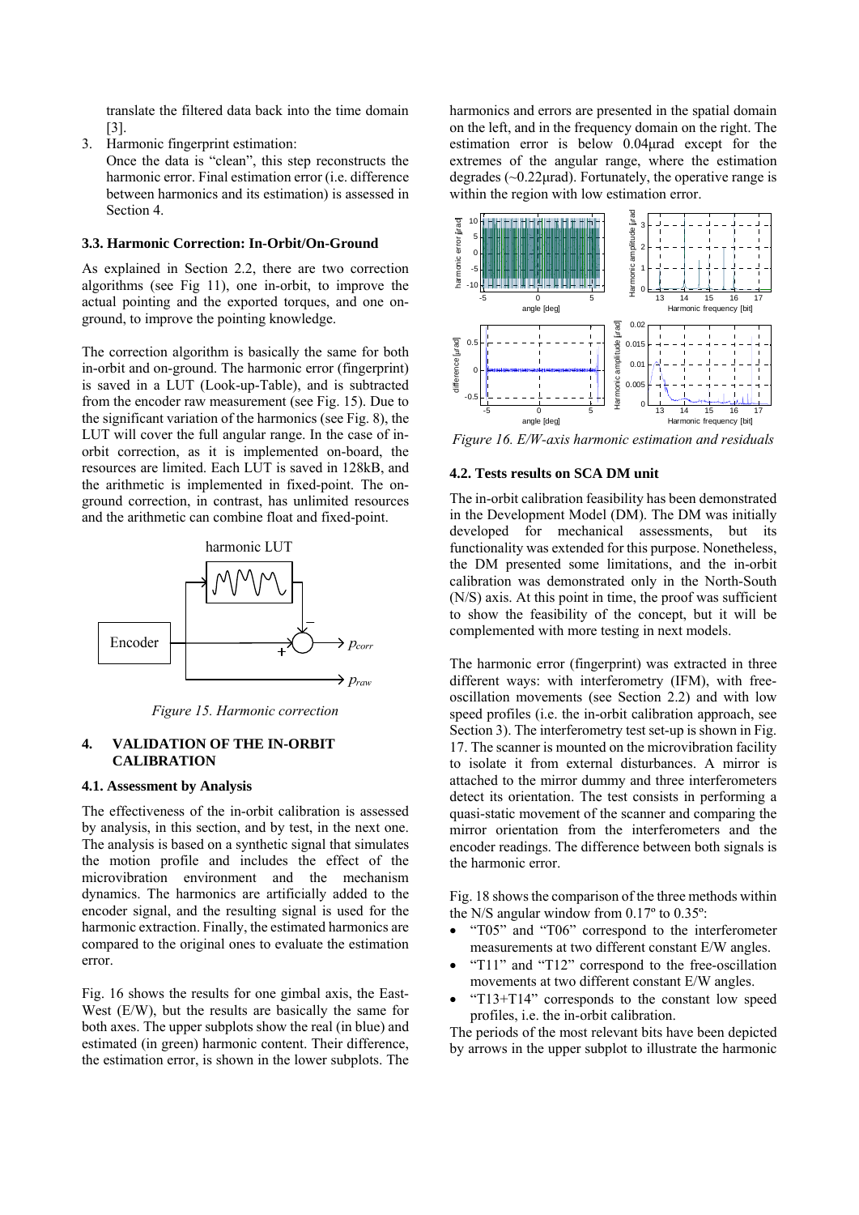translate the filtered data back into the time domain [3].

3. Harmonic fingerprint estimation:
   Once the data is "clean", this step reconstructs the harmonic error. Final estimation error (i.e. difference between harmonics and its estimation) is assessed in Section 4.

### 3.3. Harmonic Correction: In-Orbit/On-Ground

As explained in Section 2.2, there are two correction algorithms (see Fig 11), one in-orbit, to improve the actual pointing and the exported torques, and one on-ground, to improve the pointing knowledge.

The correction algorithm is basically the same for both in-orbit and on-ground. The harmonic error (fingerprint) is saved in a LUT (Look-up-Table), and is subtracted from the encoder raw measurement (see Fig. 15). Due to the significant variation of the harmonics (see Fig. 8), the LUT will cover the full angular range. In the case of in-orbit correction, as it is implemented on-board, the resources are limited. Each LUT is saved in 128kB, and the arithmetic is implemented in fixed-point. The on-ground correction, in contrast, has unlimited resources and the arithmetic can combine float and fixed-point.

*Figure 15. Harmonic correction*

## 4. VALIDATION OF THE IN-ORBIT CALIBRATION

### 4.1. Assessment by Analysis

The effectiveness of the in-orbit calibration is assessed by analysis, in this section, and by test, in the next one. The analysis is based on a synthetic signal that simulates the motion profile and includes the effect of the microvibration environment and the mechanism dynamics. The harmonics are artificially added to the encoder signal, and the resulting signal is used for the harmonic extraction. Finally, the estimated harmonics are compared to the original ones to evaluate the estimation error.

Fig. 16 shows the results for one gimbal axis, the East-West (E/W), but the results are basically the same for both axes. The upper subplots show the real (in blue) and estimated (in green) harmonic content. Their difference, the estimation error, is shown in the lower subplots. The harmonics and errors are presented in the spatial domain on the left, and in the frequency domain on the right. The estimation error is below 0.04µrad except for the extremes of the angular range, where the estimation degrades (~0.22µrad). Fortunately, the operative range is within the region with low estimation error.

*Figure 16. E/W-axis harmonic estimation and residuals*

### 4.2. Tests results on SCA DM unit

The in-orbit calibration feasibility has been demonstrated in the Development Model (DM). The DM was initially developed for mechanical assessments, but its functionality was extended for this purpose. Nonetheless, the DM presented some limitations, and the in-orbit calibration was demonstrated only in the North-South (N/S) axis. At this point in time, the proof was sufficient to show the feasibility of the concept, but it will be complemented with more testing in next models.

The harmonic error (fingerprint) was extracted in three different ways: with interferometry (IFM), with free-oscillation movements (see Section 2.2) and with low speed profiles (i.e. the in-orbit calibration approach, see Section 3). The interferometry test set-up is shown in Fig. 17. The scanner is mounted on the microvibration facility to isolate it from external disturbances. A mirror is attached to the mirror dummy and three interferometers detect its orientation. The test consists in performing a quasi-static movement of the scanner and comparing the mirror orientation from the interferometers and the encoder readings. The difference between both signals is the harmonic error.

Fig. 18 shows the comparison of the three methods within the N/S angular window from 0.17º to 0.35º:

- "T05" and "T06" correspond to the interferometer measurements at two different constant E/W angles.
- "T11" and "T12" correspond to the free-oscillation movements at two different constant E/W angles.
- "T13+T14" corresponds to the constant low speed profiles, i.e. the in-orbit calibration.

The periods of the most relevant bits have been depicted by arrows in the upper subplot to illustrate the harmonic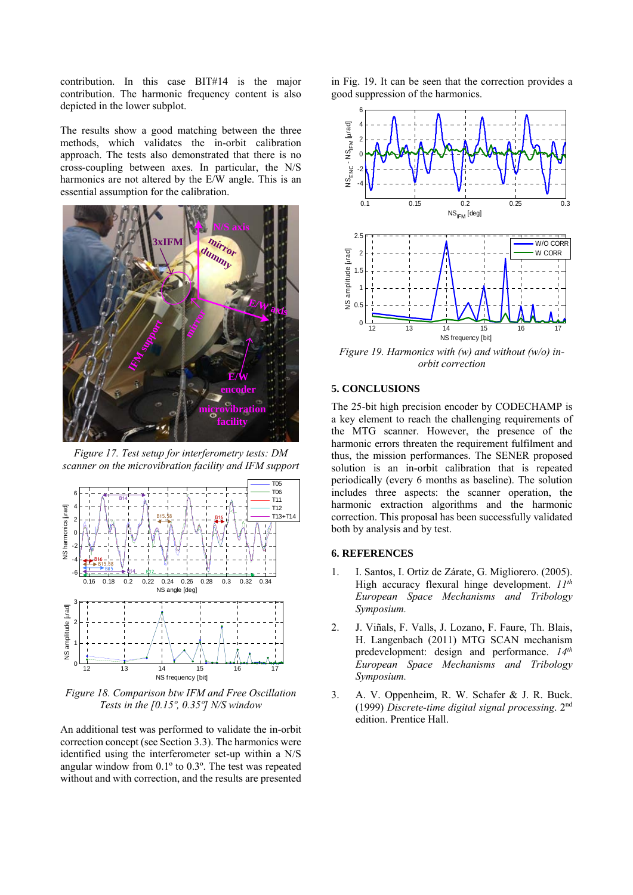contribution. In this case BIT#14 is the major contribution. The harmonic frequency content is also depicted in the lower subplot.

The results show a good matching between the three methods, which validates the in-orbit calibration approach. The tests also demonstrated that there is no cross-coupling between axes. In particular, the N/S harmonics are not altered by the E/W angle. This is an essential assumption for the calibration.

3xIFM
N/S axis
mirror dummy
E/W axis
mirror
IFM support
E/W encoder
microvibration facility

*Figure 17. Test setup for interferometry tests: DM scanner on the microvibration facility and IFM support*

T05
T06
T11
T12
T13+T14
B14
B15,38
B16
NS harmonics [µrad]
NS angle [deg]
NS amplitude [µrad]
NS frequency [bit]

*Figure 18. Comparison btw IFM and Free Oscillation Tests in the [0.15º, 0.35º] N/S window*

An additional test was performed to validate the in-orbit correction concept (see Section 3.3). The harmonics were identified using the interferometer set-up within a N/S angular window from 0.1º to 0.3º. The test was repeated without and with correction, and the results are presented in Fig. 19. It can be seen that the correction provides a good suppression of the harmonics.

$NS_{ENC}$ - $NS_{IFM}$ [µrad]
$NS_{IFM}$ [deg]
W/O CORR
W CORR
NS amplitude [µrad]
NS frequency [bit]

*Figure 19. Harmonics with (w) and without (w/o) in-orbit correction*

## 5. CONCLUSIONS

The 25-bit high precision encoder by CODECHAMP is a key element to reach the challenging requirements of the MTG scanner. However, the presence of the harmonic errors threaten the requirement fulfilment and thus, the mission performances. The SENER proposed solution is an in-orbit calibration that is repeated periodically (every 6 months as baseline). The solution includes three aspects: the scanner operation, the harmonic extraction algorithms and the harmonic correction. This proposal has been successfully validated both by analysis and by test.

## 6. REFERENCES

1. I. Santos, I. Ortiz de Zárate, G. Migliorero. (2005). High accuracy flexural hinge development. *11th European Space Mechanisms and Tribology Symposium.*

2. J. Viñals, F. Valls, J. Lozano, F. Faure, Th. Blais, H. Langenbach (2011) MTG SCAN mechanism predevelopment: design and performance. *14th European Space Mechanisms and Tribology Symposium.*

3. A. V. Oppenheim, R. W. Schafer & J. R. Buck. (1999) *Discrete-time digital signal processing*. 2nd edition. Prentice Hall.